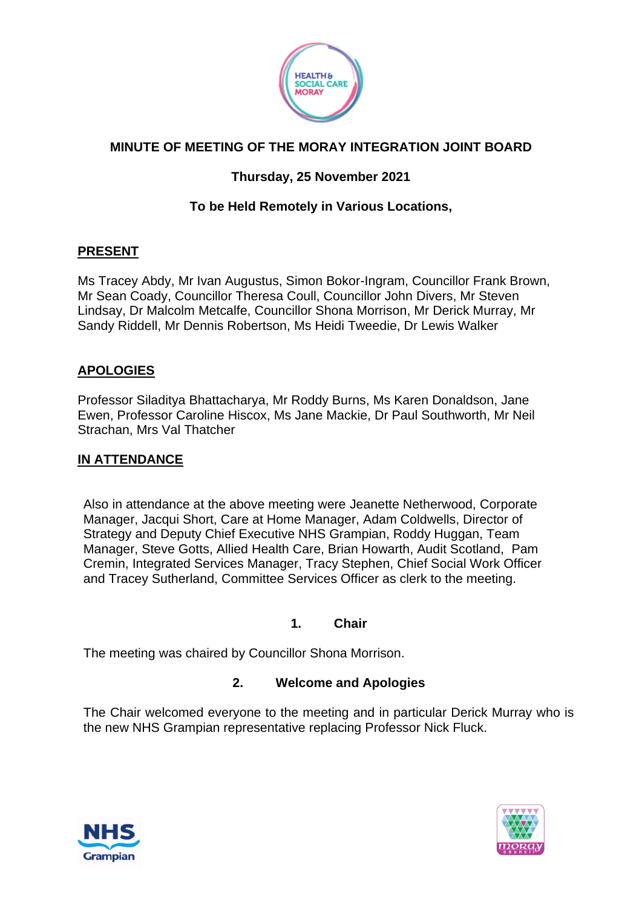# MINUTE OF MEETING OF THE MORAY INTEGRATION JOINT BOARD

**Thursday, 25 November 2021**

**To be Held Remotely in Various Locations,**

## PRESENT

Ms Tracey Abdy, Mr Ivan Augustus, Simon Bokor-Ingram, Councillor Frank Brown, Mr Sean Coady, Councillor Theresa Coull, Councillor John Divers, Mr Steven Lindsay, Dr Malcolm Metcalfe, Councillor Shona Morrison, Mr Derick Murray, Mr Sandy Riddell, Mr Dennis Robertson, Ms Heidi Tweedie, Dr Lewis Walker

## APOLOGIES

Professor Siladitya Bhattacharya, Mr Roddy Burns, Ms Karen Donaldson, Jane Ewen, Professor Caroline Hiscox, Ms Jane Mackie, Dr Paul Southworth, Mr Neil Strachan, Mrs Val Thatcher

## IN ATTENDANCE

Also in attendance at the above meeting were Jeanette Netherwood, Corporate Manager, Jacqui Short, Care at Home Manager, Adam Coldwells, Director of Strategy and Deputy Chief Executive NHS Grampian, Roddy Huggan, Team Manager, Steve Gotts, Allied Health Care, Brian Howarth, Audit Scotland, Pam Cremin, Integrated Services Manager, Tracy Stephen, Chief Social Work Officer and Tracey Sutherland, Committee Services Officer as clerk to the meeting.

### 1. Chair

The meeting was chaired by Councillor Shona Morrison.

### 2. Welcome and Apologies

The Chair welcomed everyone to the meeting and in particular Derick Murray who is the new NHS Grampian representative replacing Professor Nick Fluck.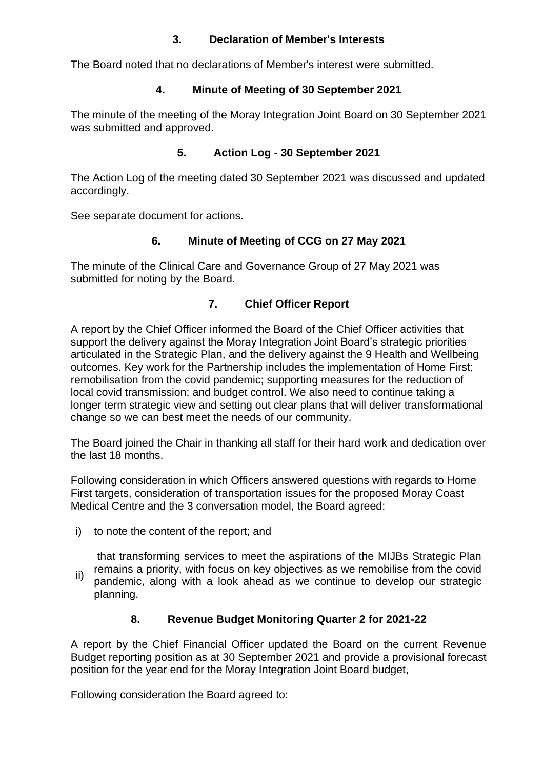## 3. Declaration of Member's Interests

The Board noted that no declarations of Member's interest were submitted.

## 4. Minute of Meeting of 30 September 2021

The minute of the meeting of the Moray Integration Joint Board on 30 September 2021 was submitted and approved.

## 5. Action Log - 30 September 2021

The Action Log of the meeting dated 30 September 2021 was discussed and updated accordingly.

See separate document for actions.

## 6. Minute of Meeting of CCG on 27 May 2021

The minute of the Clinical Care and Governance Group of 27 May 2021 was submitted for noting by the Board.

## 7. Chief Officer Report

A report by the Chief Officer informed the Board of the Chief Officer activities that support the delivery against the Moray Integration Joint Board's strategic priorities articulated in the Strategic Plan, and the delivery against the 9 Health and Wellbeing outcomes. Key work for the Partnership includes the implementation of Home First; remobilisation from the covid pandemic; supporting measures for the reduction of local covid transmission; and budget control. We also need to continue taking a longer term strategic view and setting out clear plans that will deliver transformational change so we can best meet the needs of our community.

The Board joined the Chair in thanking all staff for their hard work and dedication over the last 18 months.

Following consideration in which Officers answered questions with regards to Home First targets, consideration of transportation issues for the proposed Moray Coast Medical Centre and the 3 conversation model, the Board agreed:

i) to note the content of the report; and

ii) that transforming services to meet the aspirations of the MIJBs Strategic Plan remains a priority, with focus on key objectives as we remobilise from the covid pandemic, along with a look ahead as we continue to develop our strategic planning.

## 8. Revenue Budget Monitoring Quarter 2 for 2021-22

A report by the Chief Financial Officer updated the Board on the current Revenue Budget reporting position as at 30 September 2021 and provide a provisional forecast position for the year end for the Moray Integration Joint Board budget,

Following consideration the Board agreed to: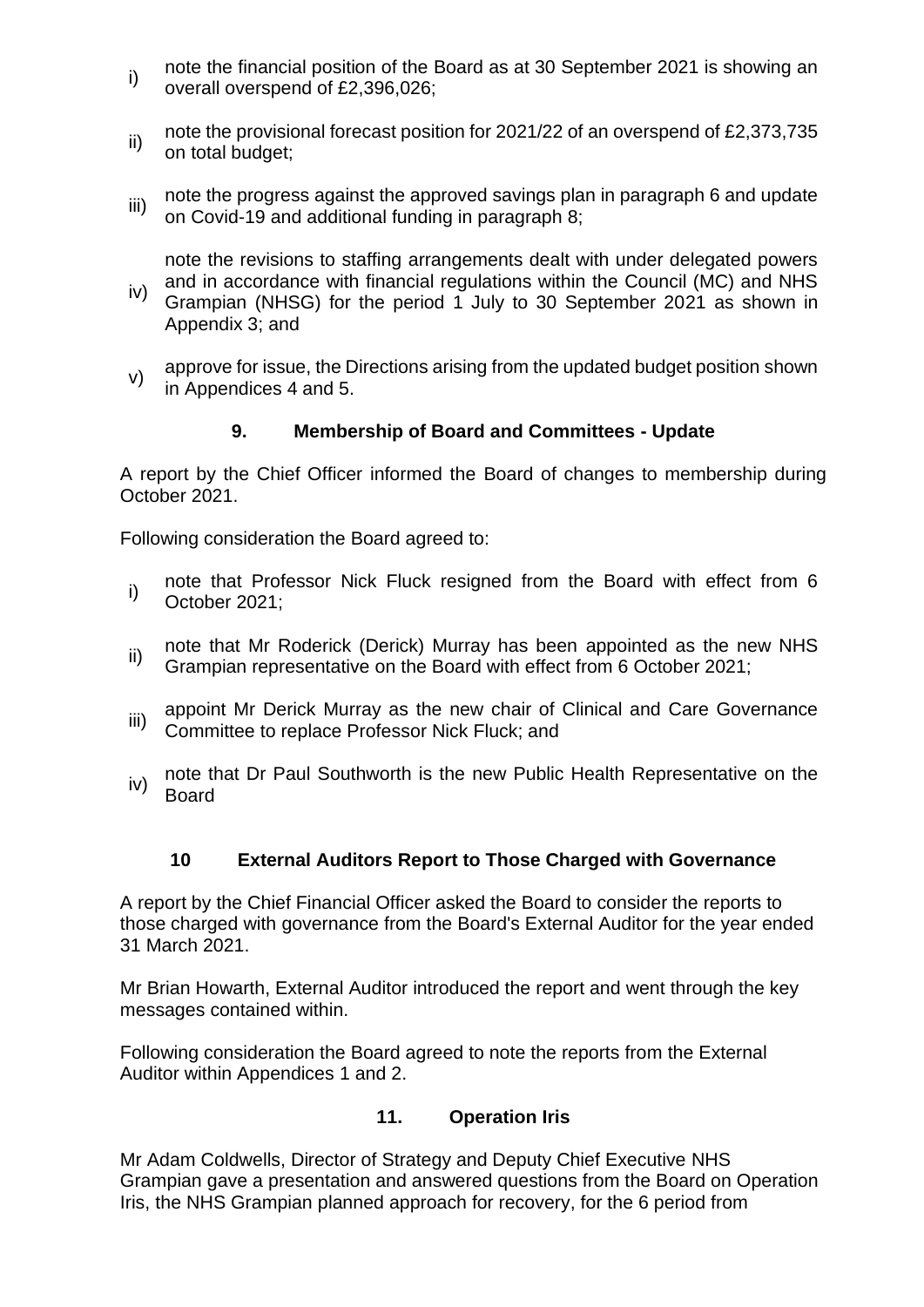i) note the financial position of the Board as at 30 September 2021 is showing an overall overspend of £2,396,026;

ii) note the provisional forecast position for 2021/22 of an overspend of £2,373,735 on total budget;

iii) note the progress against the approved savings plan in paragraph 6 and update on Covid-19 and additional funding in paragraph 8;

iv) note the revisions to staffing arrangements dealt with under delegated powers and in accordance with financial regulations within the Council (MC) and NHS Grampian (NHSG) for the period 1 July to 30 September 2021 as shown in Appendix 3; and

v) approve for issue, the Directions arising from the updated budget position shown in Appendices 4 and 5.

## 9. Membership of Board and Committees - Update

A report by the Chief Officer informed the Board of changes to membership during October 2021.

Following consideration the Board agreed to:

i) note that Professor Nick Fluck resigned from the Board with effect from 6 October 2021;

ii) note that Mr Roderick (Derick) Murray has been appointed as the new NHS Grampian representative on the Board with effect from 6 October 2021;

iii) appoint Mr Derick Murray as the new chair of Clinical and Care Governance Committee to replace Professor Nick Fluck; and

iv) note that Dr Paul Southworth is the new Public Health Representative on the Board

## 10 External Auditors Report to Those Charged with Governance

A report by the Chief Financial Officer asked the Board to consider the reports to those charged with governance from the Board's External Auditor for the year ended 31 March 2021.

Mr Brian Howarth, External Auditor introduced the report and went through the key messages contained within.

Following consideration the Board agreed to note the reports from the External Auditor within Appendices 1 and 2.

## 11. Operation Iris

Mr Adam Coldwells, Director of Strategy and Deputy Chief Executive NHS Grampian gave a presentation and answered questions from the Board on Operation Iris, the NHS Grampian planned approach for recovery, for the 6 period from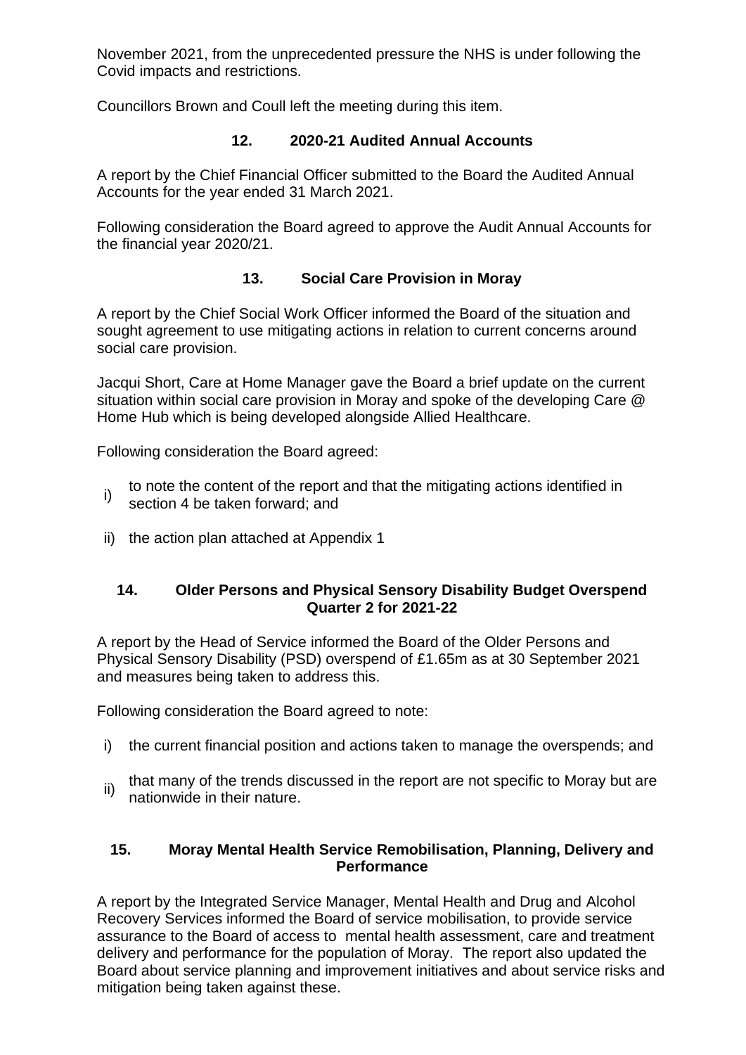November 2021, from the unprecedented pressure the NHS is under following the Covid impacts and restrictions.

Councillors Brown and Coull left the meeting during this item.

## 12. 2020-21 Audited Annual Accounts

A report by the Chief Financial Officer submitted to the Board the Audited Annual Accounts for the year ended 31 March 2021.

Following consideration the Board agreed to approve the Audit Annual Accounts for the financial year 2020/21.

## 13. Social Care Provision in Moray

A report by the Chief Social Work Officer informed the Board of the situation and sought agreement to use mitigating actions in relation to current concerns around social care provision.

Jacqui Short, Care at Home Manager gave the Board a brief update on the current situation within social care provision in Moray and spoke of the developing Care @ Home Hub which is being developed alongside Allied Healthcare.

Following consideration the Board agreed:

i) to note the content of the report and that the mitigating actions identified in section 4 be taken forward; and

ii) the action plan attached at Appendix 1

## 14. Older Persons and Physical Sensory Disability Budget Overspend Quarter 2 for 2021-22

A report by the Head of Service informed the Board of the Older Persons and Physical Sensory Disability (PSD) overspend of £1.65m as at 30 September 2021 and measures being taken to address this.

Following consideration the Board agreed to note:

i) the current financial position and actions taken to manage the overspends; and

ii) that many of the trends discussed in the report are not specific to Moray but are nationwide in their nature.

## 15. Moray Mental Health Service Remobilisation, Planning, Delivery and Performance

A report by the Integrated Service Manager, Mental Health and Drug and Alcohol Recovery Services informed the Board of service mobilisation, to provide service assurance to the Board of access to mental health assessment, care and treatment delivery and performance for the population of Moray. The report also updated the Board about service planning and improvement initiatives and about service risks and mitigation being taken against these.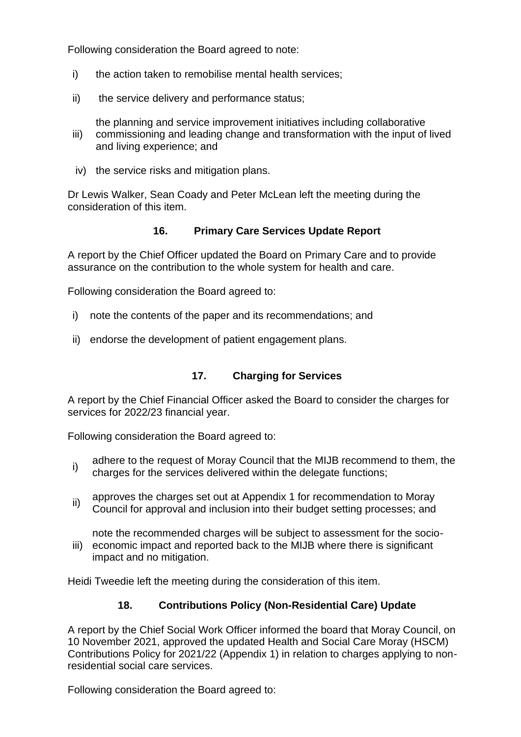Following consideration the Board agreed to note:

i) the action taken to remobilise mental health services;

ii) the service delivery and performance status;

iii) the planning and service improvement initiatives including collaborative commissioning and leading change and transformation with the input of lived and living experience; and

iv) the service risks and mitigation plans.

Dr Lewis Walker, Sean Coady and Peter McLean left the meeting during the consideration of this item.

### 16. Primary Care Services Update Report

A report by the Chief Officer updated the Board on Primary Care and to provide assurance on the contribution to the whole system for health and care.

Following consideration the Board agreed to:

i) note the contents of the paper and its recommendations; and

ii) endorse the development of patient engagement plans.

### 17. Charging for Services

A report by the Chief Financial Officer asked the Board to consider the charges for services for 2022/23 financial year.

Following consideration the Board agreed to:

i) adhere to the request of Moray Council that the MIJB recommend to them, the charges for the services delivered within the delegate functions;

ii) approves the charges set out at Appendix 1 for recommendation to Moray Council for approval and inclusion into their budget setting processes; and

iii) note the recommended charges will be subject to assessment for the socio-economic impact and reported back to the MIJB where there is significant impact and no mitigation.

Heidi Tweedie left the meeting during the consideration of this item.

### 18. Contributions Policy (Non-Residential Care) Update

A report by the Chief Social Work Officer informed the board that Moray Council, on 10 November 2021, approved the updated Health and Social Care Moray (HSCM) Contributions Policy for 2021/22 (Appendix 1) in relation to charges applying to non-residential social care services.

Following consideration the Board agreed to: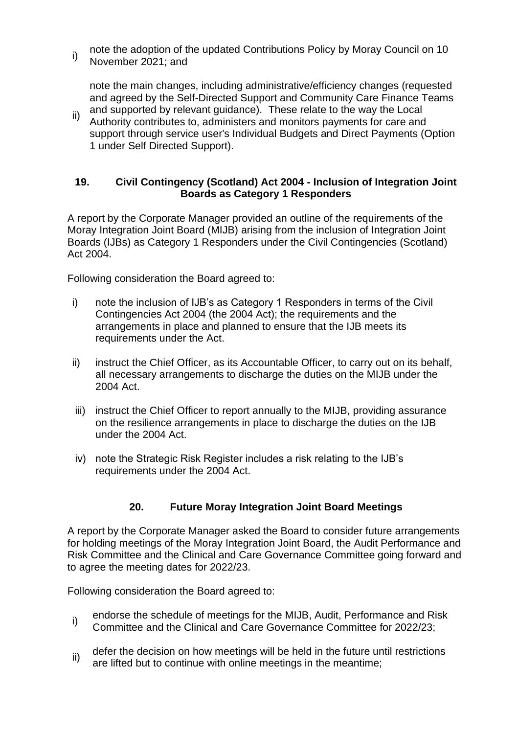i) note the adoption of the updated Contributions Policy by Moray Council on 10 November 2021; and

ii) note the main changes, including administrative/efficiency changes (requested and agreed by the Self-Directed Support and Community Care Finance Teams and supported by relevant guidance). These relate to the way the Local Authority contributes to, administers and monitors payments for care and support through service user's Individual Budgets and Direct Payments (Option 1 under Self Directed Support).

## 19. Civil Contingency (Scotland) Act 2004 - Inclusion of Integration Joint Boards as Category 1 Responders

A report by the Corporate Manager provided an outline of the requirements of the Moray Integration Joint Board (MIJB) arising from the inclusion of Integration Joint Boards (IJBs) as Category 1 Responders under the Civil Contingencies (Scotland) Act 2004.

Following consideration the Board agreed to:

i) note the inclusion of IJB's as Category 1 Responders in terms of the Civil Contingencies Act 2004 (the 2004 Act); the requirements and the arrangements in place and planned to ensure that the IJB meets its requirements under the Act.

ii) instruct the Chief Officer, as its Accountable Officer, to carry out on its behalf, all necessary arrangements to discharge the duties on the MIJB under the 2004 Act.

iii) instruct the Chief Officer to report annually to the MIJB, providing assurance on the resilience arrangements in place to discharge the duties on the IJB under the 2004 Act.

iv) note the Strategic Risk Register includes a risk relating to the IJB's requirements under the 2004 Act.

## 20. Future Moray Integration Joint Board Meetings

A report by the Corporate Manager asked the Board to consider future arrangements for holding meetings of the Moray Integration Joint Board, the Audit Performance and Risk Committee and the Clinical and Care Governance Committee going forward and to agree the meeting dates for 2022/23.

Following consideration the Board agreed to:

i) endorse the schedule of meetings for the MIJB, Audit, Performance and Risk Committee and the Clinical and Care Governance Committee for 2022/23;

ii) defer the decision on how meetings will be held in the future until restrictions are lifted but to continue with online meetings in the meantime;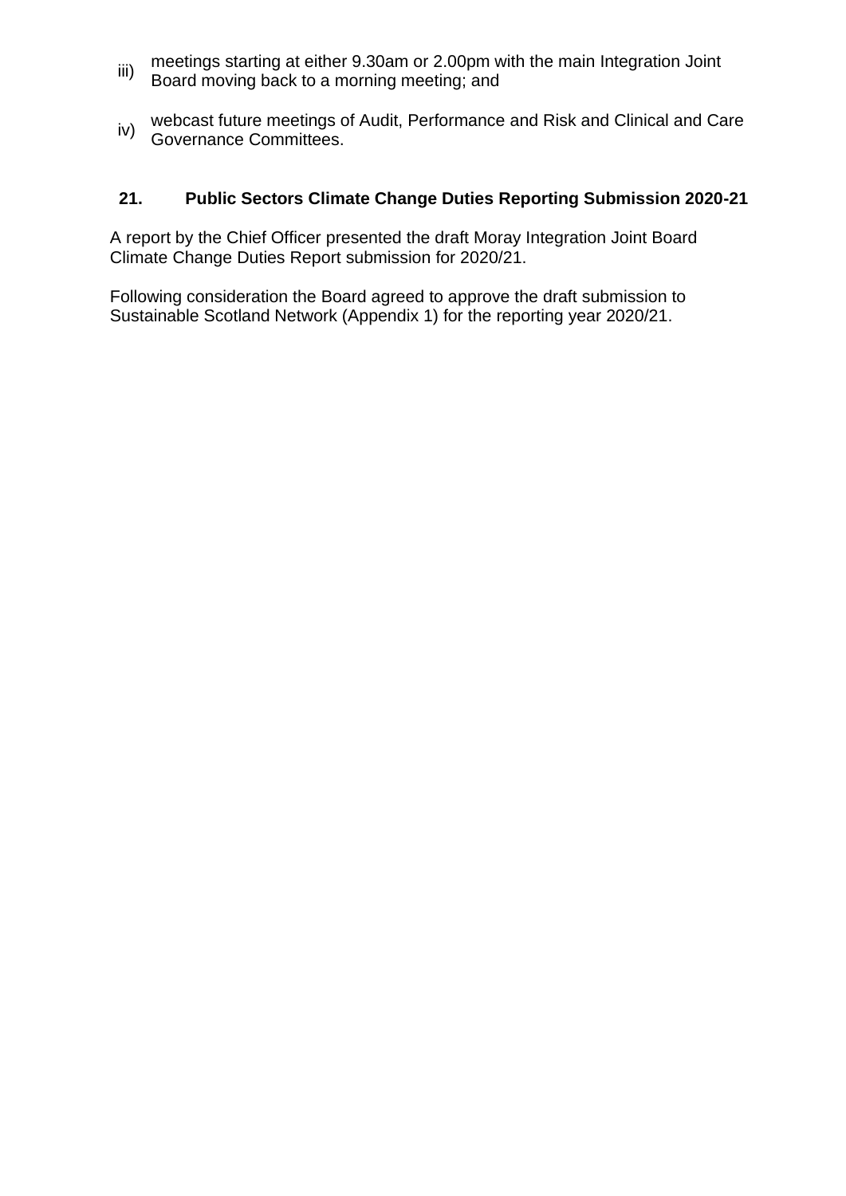iii) meetings starting at either 9.30am or 2.00pm with the main Integration Joint Board moving back to a morning meeting; and

iv) webcast future meetings of Audit, Performance and Risk and Clinical and Care Governance Committees.

## 21. Public Sectors Climate Change Duties Reporting Submission 2020-21

A report by the Chief Officer presented the draft Moray Integration Joint Board Climate Change Duties Report submission for 2020/21.

Following consideration the Board agreed to approve the draft submission to Sustainable Scotland Network (Appendix 1) for the reporting year 2020/21.